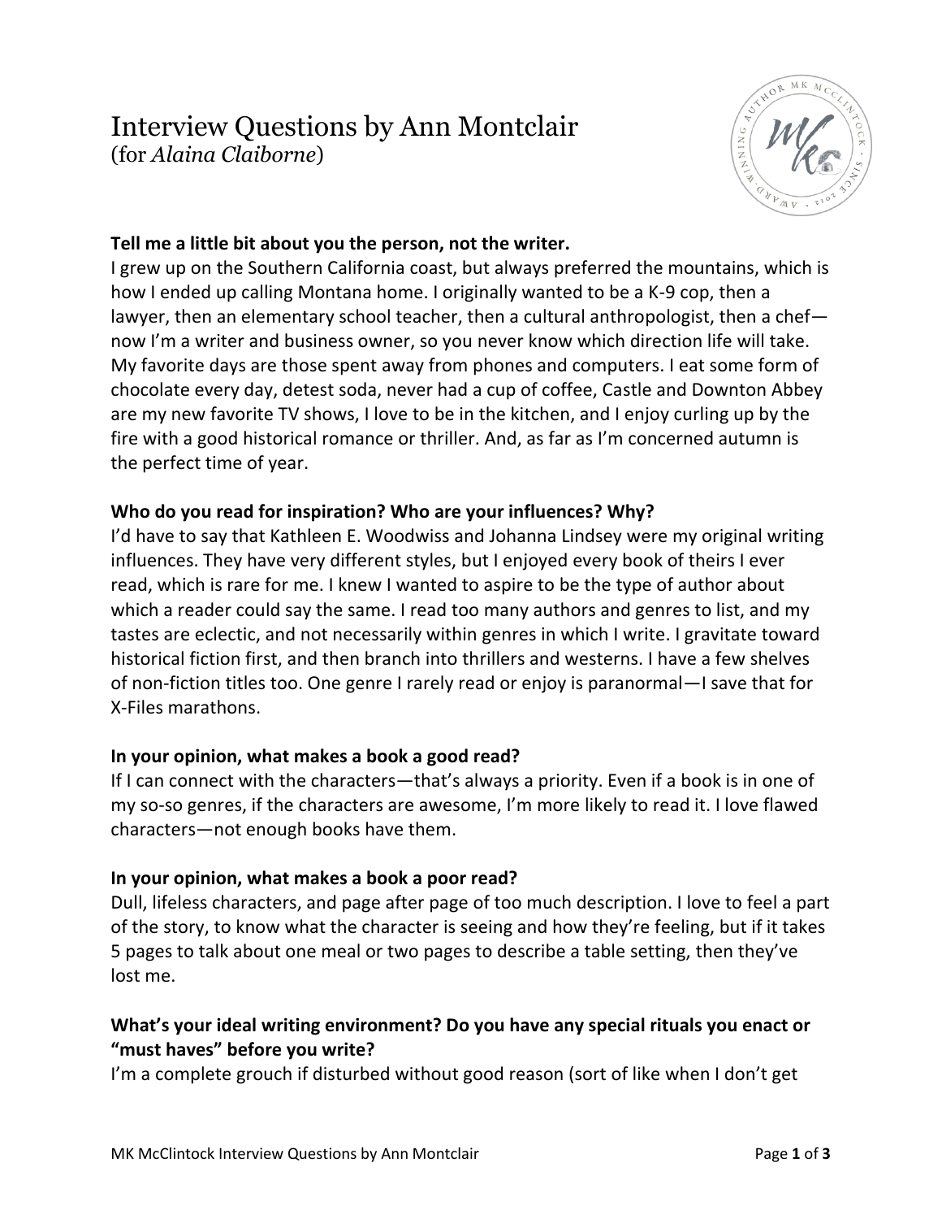# Interview Questions by Ann Montclair
(for *Alaina Claiborne*)

**Tell me a little bit about you the person, not the writer.**
I grew up on the Southern California coast, but always preferred the mountains, which is how I ended up calling Montana home. I originally wanted to be a K-9 cop, then a lawyer, then an elementary school teacher, then a cultural anthropologist, then a chef—now I'm a writer and business owner, so you never know which direction life will take. My favorite days are those spent away from phones and computers. I eat some form of chocolate every day, detest soda, never had a cup of coffee, Castle and Downton Abbey are my new favorite TV shows, I love to be in the kitchen, and I enjoy curling up by the fire with a good historical romance or thriller. And, as far as I'm concerned autumn is the perfect time of year.

**Who do you read for inspiration? Who are your influences? Why?**
I'd have to say that Kathleen E. Woodwiss and Johanna Lindsey were my original writing influences. They have very different styles, but I enjoyed every book of theirs I ever read, which is rare for me. I knew I wanted to aspire to be the type of author about which a reader could say the same. I read too many authors and genres to list, and my tastes are eclectic, and not necessarily within genres in which I write. I gravitate toward historical fiction first, and then branch into thrillers and westerns. I have a few shelves of non-fiction titles too. One genre I rarely read or enjoy is paranormal—I save that for X-Files marathons.

**In your opinion, what makes a book a good read?**
If I can connect with the characters—that's always a priority. Even if a book is in one of my so-so genres, if the characters are awesome, I'm more likely to read it. I love flawed characters—not enough books have them.

**In your opinion, what makes a book a poor read?**
Dull, lifeless characters, and page after page of too much description. I love to feel a part of the story, to know what the character is seeing and how they're feeling, but if it takes 5 pages to talk about one meal or two pages to describe a table setting, then they've lost me.

**What's your ideal writing environment? Do you have any special rituals you enact or "must haves" before you write?**
I'm a complete grouch if disturbed without good reason (sort of like when I don't get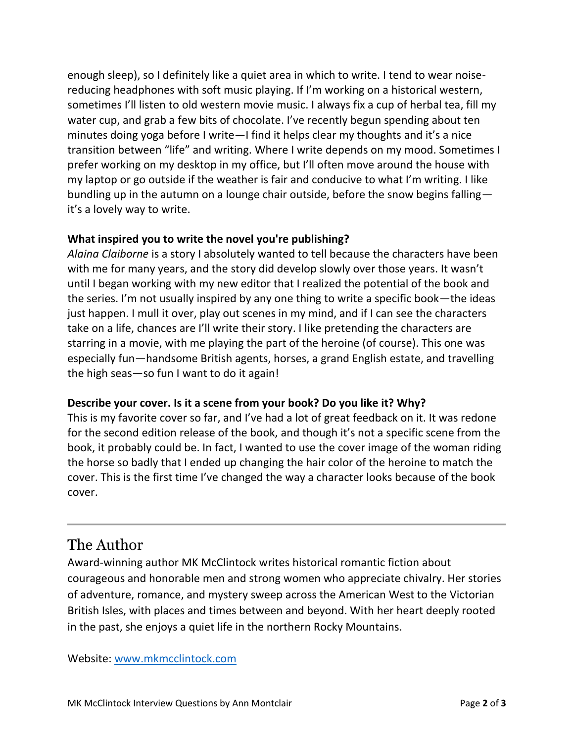enough sleep), so I definitely like a quiet area in which to write. I tend to wear noise-reducing headphones with soft music playing. If I'm working on a historical western, sometimes I'll listen to old western movie music. I always fix a cup of herbal tea, fill my water cup, and grab a few bits of chocolate. I've recently begun spending about ten minutes doing yoga before I write—I find it helps clear my thoughts and it's a nice transition between "life" and writing. Where I write depends on my mood. Sometimes I prefer working on my desktop in my office, but I'll often move around the house with my laptop or go outside if the weather is fair and conducive to what I'm writing. I like bundling up in the autumn on a lounge chair outside, before the snow begins falling—it's a lovely way to write.

**What inspired you to write the novel you're publishing?**

*Alaina Claiborne* is a story I absolutely wanted to tell because the characters have been with me for many years, and the story did develop slowly over those years. It wasn't until I began working with my new editor that I realized the potential of the book and the series. I'm not usually inspired by any one thing to write a specific book—the ideas just happen. I mull it over, play out scenes in my mind, and if I can see the characters take on a life, chances are I'll write their story. I like pretending the characters are starring in a movie, with me playing the part of the heroine (of course). This one was especially fun—handsome British agents, horses, a grand English estate, and travelling the high seas—so fun I want to do it again!

**Describe your cover. Is it a scene from your book? Do you like it? Why?**

This is my favorite cover so far, and I've had a lot of great feedback on it. It was redone for the second edition release of the book, and though it's not a specific scene from the book, it probably could be. In fact, I wanted to use the cover image of the woman riding the horse so badly that I ended up changing the hair color of the heroine to match the cover. This is the first time I've changed the way a character looks because of the book cover.

---

## The Author

Award-winning author MK McClintock writes historical romantic fiction about courageous and honorable men and strong women who appreciate chivalry. Her stories of adventure, romance, and mystery sweep across the American West to the Victorian British Isles, with places and times between and beyond. With her heart deeply rooted in the past, she enjoys a quiet life in the northern Rocky Mountains.

Website: [www.mkmcclintock.com](http://www.mkmcclintock.com)